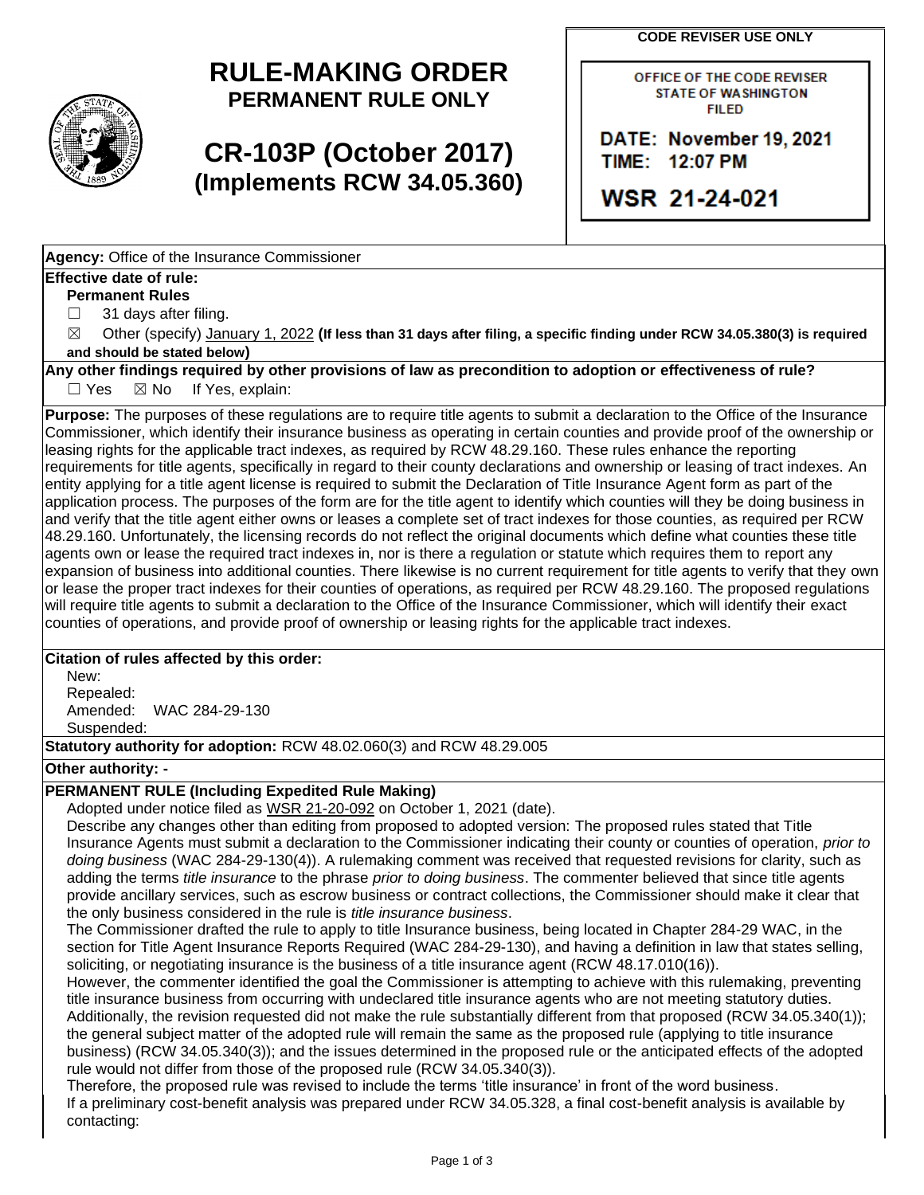# RULE-MAKING ORDER
## PERMANENT RULE ONLY

# CR-103P (October 2017)
## (Implements RCW 34.05.360)

**CODE REVISER USE ONLY**

OFFICE OF THE CODE REVISER
STATE OF WASHINGTON
FILED

DATE: November 19, 2021
TIME: 12:07 PM

WSR 21-24-021

**Agency:** Office of the Insurance Commissioner

**Effective date of rule:**

**Permanent Rules**

☐ 31 days after filing.

☒ Other (specify) January 1, 2022 **(If less than 31 days after filing, a specific finding under RCW 34.05.380(3) is required and should be stated below)**

**Any other findings required by other provisions of law as precondition to adoption or effectiveness of rule?**

☐ Yes ☒ No If Yes, explain:

**Purpose:** The purposes of these regulations are to require title agents to submit a declaration to the Office of the Insurance Commissioner, which identify their insurance business as operating in certain counties and provide proof of the ownership or leasing rights for the applicable tract indexes, as required by RCW 48.29.160. These rules enhance the reporting requirements for title agents, specifically in regard to their county declarations and ownership or leasing of tract indexes. An entity applying for a title agent license is required to submit the Declaration of Title Insurance Agent form as part of the application process. The purposes of the form are for the title agent to identify which counties will they be doing business in and verify that the title agent either owns or leases a complete set of tract indexes for those counties, as required per RCW 48.29.160. Unfortunately, the licensing records do not reflect the original documents which define what counties these title agents own or lease the required tract indexes in, nor is there a regulation or statute which requires them to report any expansion of business into additional counties. There likewise is no current requirement for title agents to verify that they own or lease the proper tract indexes for their counties of operations, as required per RCW 48.29.160. The proposed regulations will require title agents to submit a declaration to the Office of the Insurance Commissioner, which will identify their exact counties of operations, and provide proof of ownership or leasing rights for the applicable tract indexes.

**Citation of rules affected by this order:**

New:
Repealed:
Amended: WAC 284-29-130
Suspended:

**Statutory authority for adoption:** RCW 48.02.060(3) and RCW 48.29.005

**Other authority:** -

**PERMANENT RULE (Including Expedited Rule Making)**

Adopted under notice filed as WSR 21-20-092 on October 1, 2021 (date).

Describe any changes other than editing from proposed to adopted version: The proposed rules stated that Title Insurance Agents must submit a declaration to the Commissioner indicating their county or counties of operation, *prior to doing business* (WAC 284-29-130(4)). A rulemaking comment was received that requested revisions for clarity, such as adding the terms *title insurance* to the phrase *prior to doing business*. The commenter believed that since title agents provide ancillary services, such as escrow business or contract collections, the Commissioner should make it clear that the only business considered in the rule is *title insurance business*.

The Commissioner drafted the rule to apply to title Insurance business, being located in Chapter 284-29 WAC, in the section for Title Agent Insurance Reports Required (WAC 284-29-130), and having a definition in law that states selling, soliciting, or negotiating insurance is the business of a title insurance agent (RCW 48.17.010(16)).

However, the commenter identified the goal the Commissioner is attempting to achieve with this rulemaking, preventing title insurance business from occurring with undeclared title insurance agents who are not meeting statutory duties. Additionally, the revision requested did not make the rule substantially different from that proposed (RCW 34.05.340(1)); the general subject matter of the adopted rule will remain the same as the proposed rule (applying to title insurance business) (RCW 34.05.340(3)); and the issues determined in the proposed rule or the anticipated effects of the adopted rule would not differ from those of the proposed rule (RCW 34.05.340(3)).

Therefore, the proposed rule was revised to include the terms 'title insurance' in front of the word business.

If a preliminary cost-benefit analysis was prepared under RCW 34.05.328, a final cost-benefit analysis is available by contacting: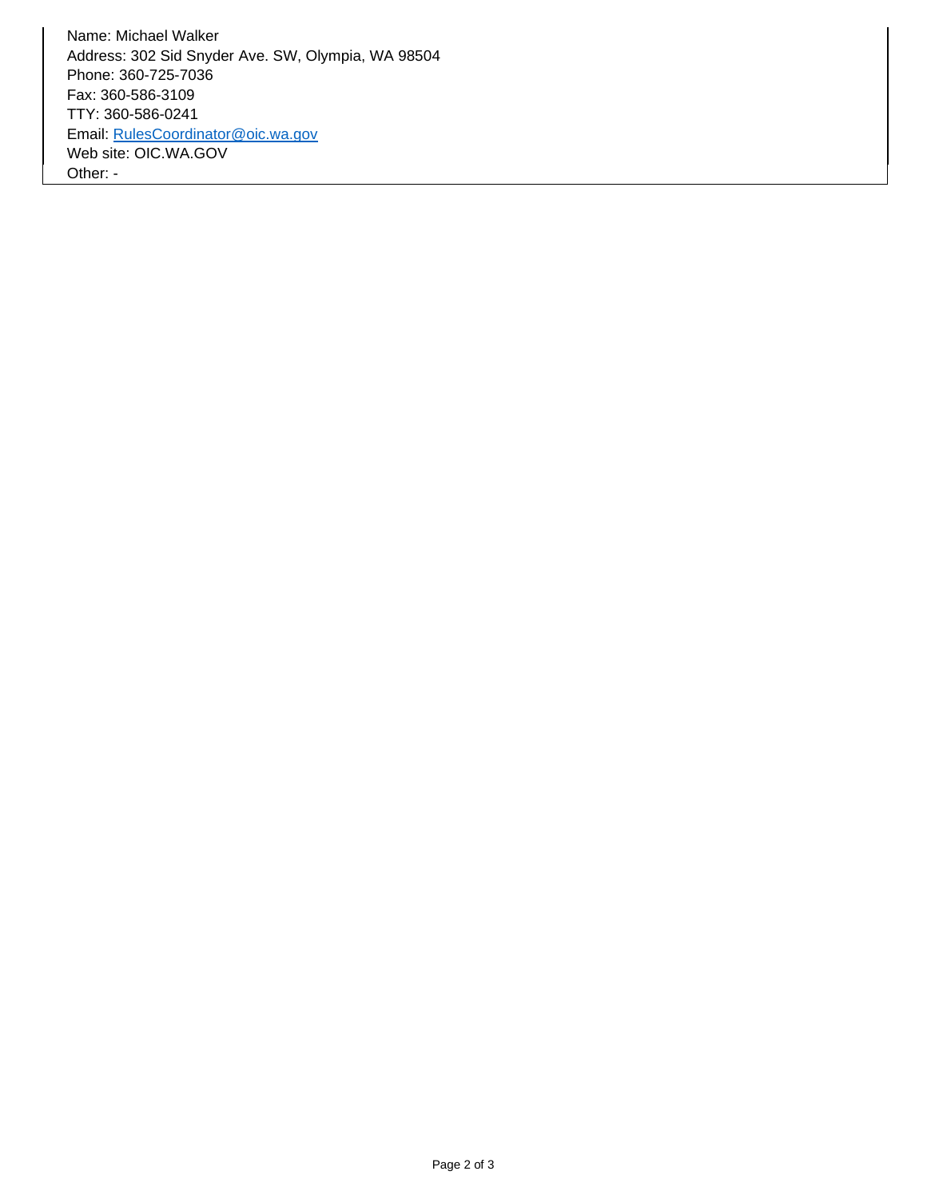Name: Michael Walker

Address: 302 Sid Snyder Ave. SW, Olympia, WA 98504

Phone: 360-725-7036

Fax: 360-586-3109

TTY: 360-586-0241

Email: RulesCoordinator@oic.wa.gov

Web site: OIC.WA.GOV

Other: -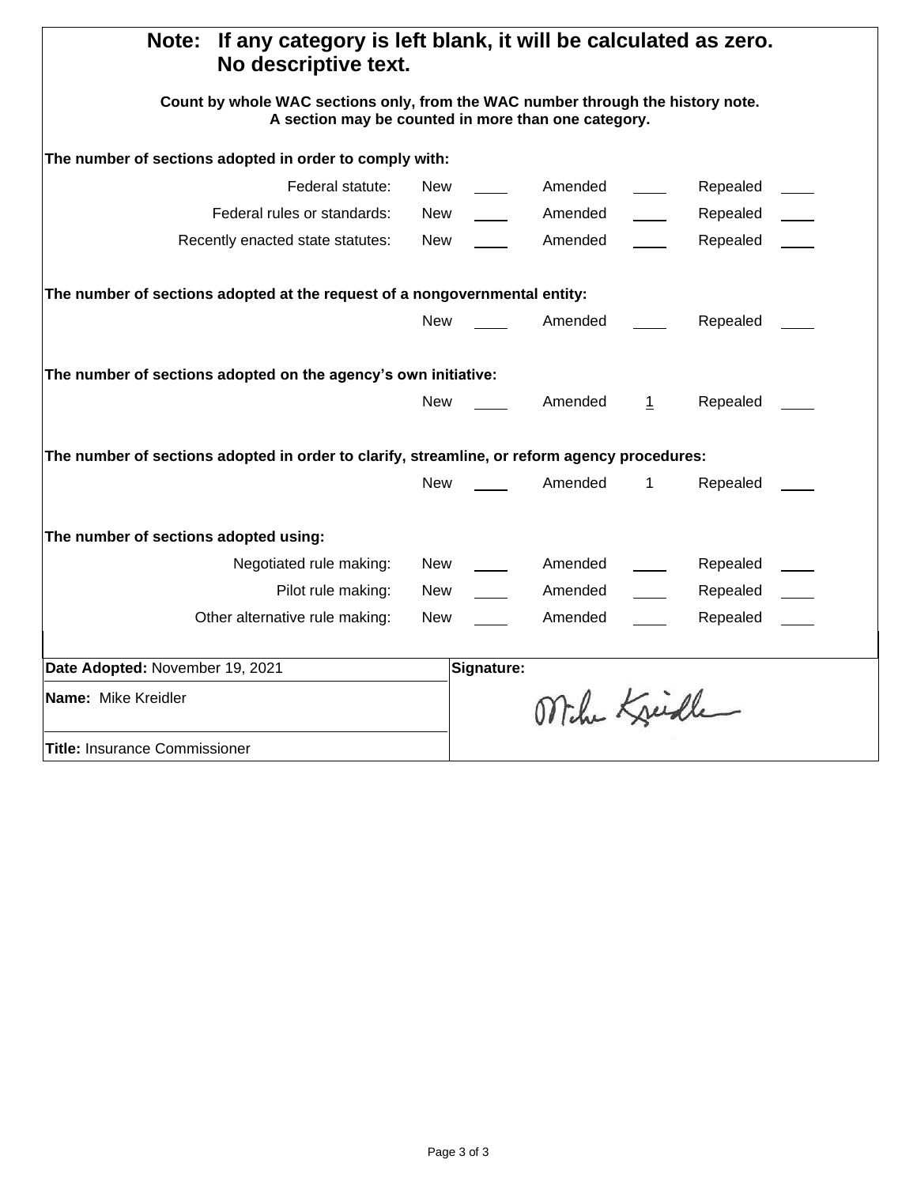**Note: If any category is left blank, it will be calculated as zero. No descriptive text.**

**Count by whole WAC sections only, from the WAC number through the history note. A section may be counted in more than one category.**

**The number of sections adopted in order to comply with:**

| | New | | Amended | | Repealed | |
|---|---|---|---|---|---|---|
| Federal statute: | New | | Amended | | Repealed | |
| Federal rules or standards: | New | | Amended | | Repealed | |
| Recently enacted state statutes: | New | | Amended | | Repealed | |

**The number of sections adopted at the request of a nongovernmental entity:**

| New | | Amended | | Repealed | |
|---|---|---|---|---|---|
| New | | Amended | | Repealed | |

**The number of sections adopted on the agency's own initiative:**

| New | | Amended | | Repealed | |
|---|---|---|---|---|---|
| New | | Amended | 1 | Repealed | |

**The number of sections adopted in order to clarify, streamline, or reform agency procedures:**

| New | | Amended | | Repealed | |
|---|---|---|---|---|---|
| New | | Amended | 1 | Repealed | |

**The number of sections adopted using:**

| | New | | Amended | | Repealed | |
|---|---|---|---|---|---|---|
| Negotiated rule making: | New | | Amended | | Repealed | |
| Pilot rule making: | New | | Amended | | Repealed | |
| Other alternative rule making: | New | | Amended | | Repealed | |

| | |
|---|---|
| **Date Adopted:** November 19, 2021 | **Signature:** |
| **Name:** Mike Kreidler | Mike Kreidler |
| **Title:** Insurance Commissioner | |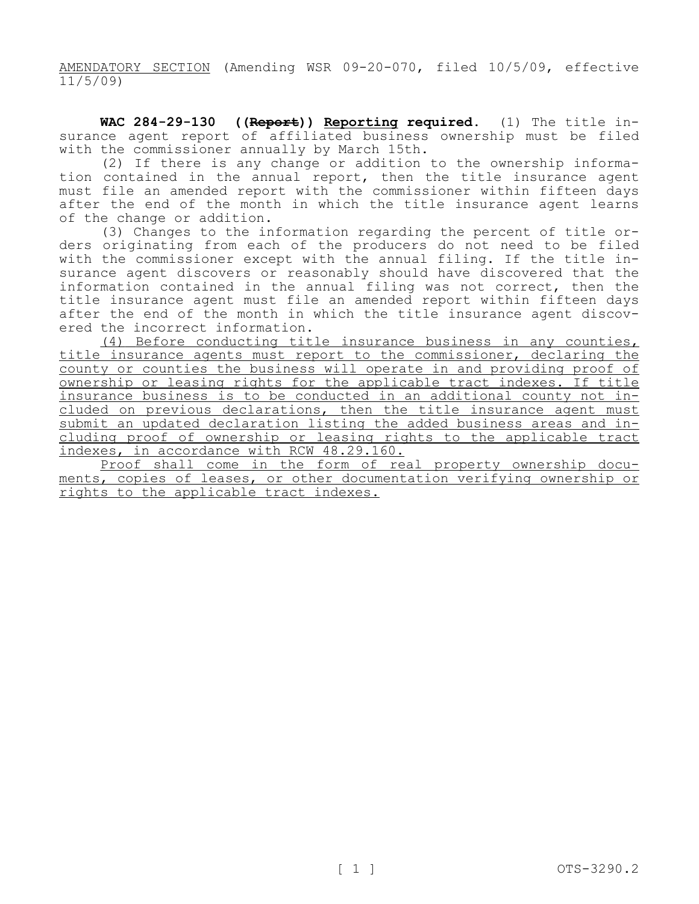AMENDATORY SECTION (Amending WSR 09-20-070, filed 10/5/09, effective 11/5/09)

**WAC 284-29-130 ((~~Report~~)) Reporting required.** (1) The title insurance agent report of affiliated business ownership must be filed with the commissioner annually by March 15th.

(2) If there is any change or addition to the ownership information contained in the annual report, then the title insurance agent must file an amended report with the commissioner within fifteen days after the end of the month in which the title insurance agent learns of the change or addition.

(3) Changes to the information regarding the percent of title orders originating from each of the producers do not need to be filed with the commissioner except with the annual filing. If the title insurance agent discovers or reasonably should have discovered that the information contained in the annual filing was not correct, then the title insurance agent must file an amended report within fifteen days after the end of the month in which the title insurance agent discovered the incorrect information.

(4) Before conducting title insurance business in any counties, title insurance agents must report to the commissioner, declaring the county or counties the business will operate in and providing proof of ownership or leasing rights for the applicable tract indexes. If title insurance business is to be conducted in an additional county not included on previous declarations, then the title insurance agent must submit an updated declaration listing the added business areas and including proof of ownership or leasing rights to the applicable tract indexes, in accordance with RCW 48.29.160.

Proof shall come in the form of real property ownership documents, copies of leases, or other documentation verifying ownership or rights to the applicable tract indexes.

OTS-3290.2